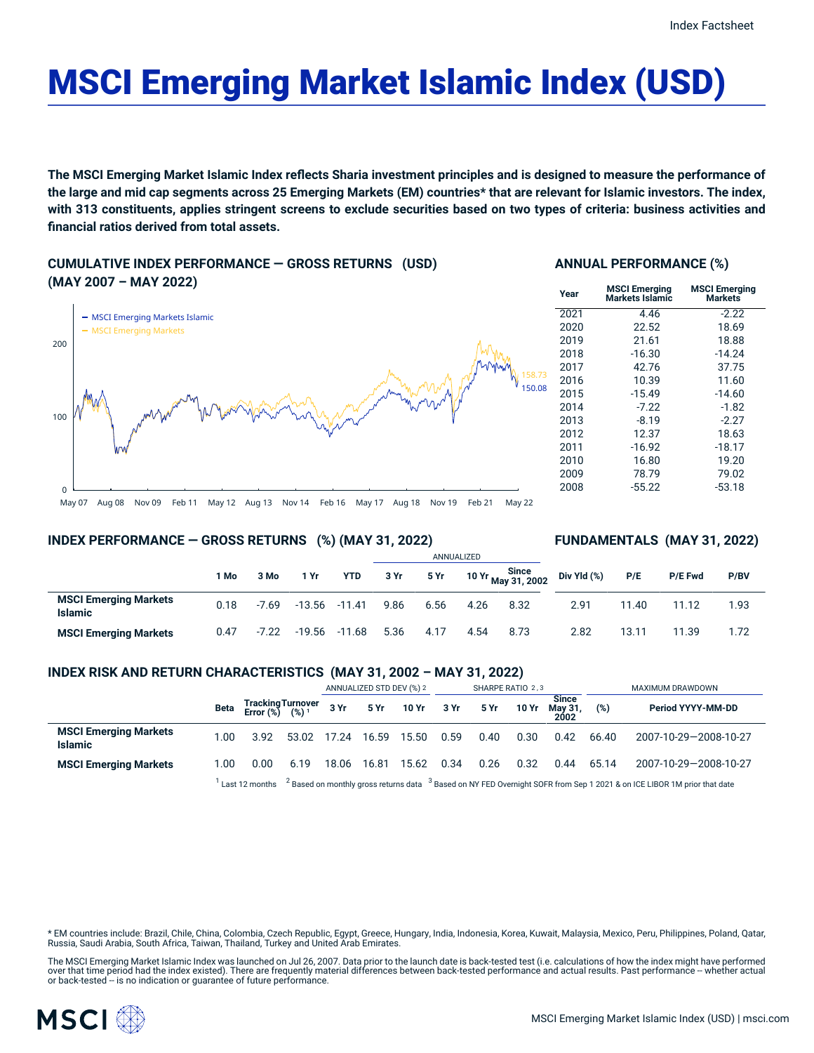# MSCI Emerging Market Islamic Index (USD)

**The MSCI Emerging Market Islamic Index reflects Sharia investment principles and is designed to measure the performance of the large and mid cap segments across 25 Emerging Markets (EM) countries\* that are relevant for Islamic investors. The index, with 313 constituents, applies stringent screens to exclude securities based on two types of criteria: business activities and financial ratios derived from total assets.**

## CUMULATIVE INDEX PERFORMANCE — GROSS RETURNS (USD) (MAY 2007 – MAY 2022)

- MSCI Emerging Markets Islamic: 150.08
- MSCI Emerging Markets: 158.73

## ANNUAL PERFORMANCE (%)

| Year | MSCI Emerging Markets Islamic | MSCI Emerging Markets |
|---|---|---|
| 2021 | 4.46 | -2.22 |
| 2020 | 22.52 | 18.69 |
| 2019 | 21.61 | 18.88 |
| 2018 | -16.30 | -14.24 |
| 2017 | 42.76 | 37.75 |
| 2016 | 10.39 | 11.60 |
| 2015 | -15.49 | -14.60 |
| 2014 | -7.22 | -1.82 |
| 2013 | -8.19 | -2.27 |
| 2012 | 12.37 | 18.63 |
| 2011 | -16.92 | -18.17 |
| 2010 | 16.80 | 19.20 |
| 2009 | 78.79 | 79.02 |
| 2008 | -55.22 | -53.18 |

## INDEX PERFORMANCE — GROSS RETURNS (%) (MAY 31, 2022)

## FUNDAMENTALS (MAY 31, 2022)

| | | | | | ANNUALIZED | | | | | | | |
|---|---|---|---|---|---|---|---|---|---|---|---|---|
| | 1 Mo | 3 Mo | 1 Yr | YTD | 3 Yr | 5 Yr | 10 Yr | Since May 31, 2002 | Div Yld (%) | P/E | P/E Fwd | P/BV |
| **MSCI Emerging Markets Islamic** | 0.18 | -7.69 | -13.56 | -11.41 | 9.86 | 6.56 | 4.26 | 8.32 | 2.91 | 11.40 | 11.12 | 1.93 |
| **MSCI Emerging Markets** | 0.47 | -7.22 | -19.56 | -11.68 | 5.36 | 4.17 | 4.54 | 8.73 | 2.82 | 13.11 | 11.39 | 1.72 |

## INDEX RISK AND RETURN CHARACTERISTICS (MAY 31, 2002 – MAY 31, 2022)

| | | | | ANNUALIZED STD DEV (%) [2] | | | SHARPE RATIO [2,3] | | | | MAXIMUM DRAWDOWN | |
|---|---|---|---|---|---|---|---|---|---|---|---|---|
| | Beta | Tracking Error (%) | Turnover (%) [1] | 3 Yr | 5 Yr | 10 Yr | 3 Yr | 5 Yr | 10 Yr | Since May 31, 2002 | (%) | Period YYYY-MM-DD |
| **MSCI Emerging Markets Islamic** | 1.00 | 3.92 | 53.02 | 17.24 | 16.59 | 15.50 | 0.59 | 0.40 | 0.30 | 0.42 | 66.40 | 2007-10-29—2008-10-27 |
| **MSCI Emerging Markets** | 1.00 | 0.00 | 6.19 | 18.06 | 16.81 | 15.62 | 0.34 | 0.26 | 0.32 | 0.44 | 65.14 | 2007-10-29—2008-10-27 |

[1] Last 12 months [2] Based on monthly gross returns data [3] Based on NY FED Overnight SOFR from Sep 1 2021 & on ICE LIBOR 1M prior that date

\* EM countries include: Brazil, Chile, China, Colombia, Czech Republic, Egypt, Greece, Hungary, India, Indonesia, Korea, Kuwait, Malaysia, Mexico, Peru, Philippines, Poland, Qatar, Russia, Saudi Arabia, South Africa, Taiwan, Thailand, Turkey and United Arab Emirates.

The MSCI Emerging Market Islamic Index was launched on Jul 26, 2007. Data prior to the launch date is back-tested test (i.e. calculations of how the index might have performed over that time period had the index existed). There are frequently material differences between back-tested performance and actual results. Past performance -- whether actual or back-tested -- is no indication or guarantee of future performance.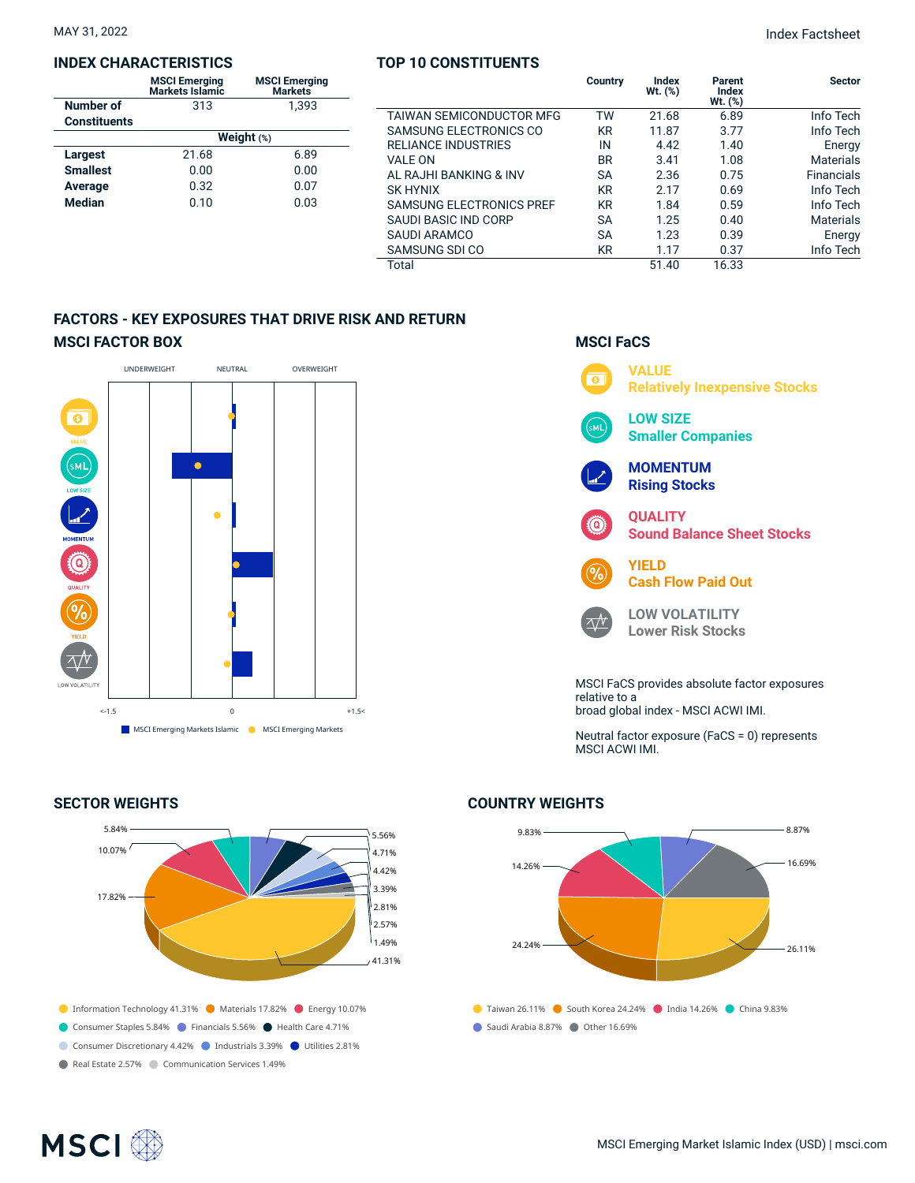MAY 31, 2022

Index Factsheet

## INDEX CHARACTERISTICS

| | MSCI Emerging Markets Islamic | MSCI Emerging Markets |
|---|---|---|
| Number of Constituents | 313 | 1,393 |
| | **Weight (%)** | |
| Largest | 21.68 | 6.89 |
| Smallest | 0.00 | 0.00 |
| Average | 0.32 | 0.07 |
| Median | 0.10 | 0.03 |

## TOP 10 CONSTITUENTS

| | Country | Index Wt. (%) | Parent Index Wt. (%) | Sector |
|---|---|---|---|---|
| TAIWAN SEMICONDUCTOR MFG | TW | 21.68 | 6.89 | Info Tech |
| SAMSUNG ELECTRONICS CO | KR | 11.87 | 3.77 | Info Tech |
| RELIANCE INDUSTRIES | IN | 4.42 | 1.40 | Energy |
| VALE ON | BR | 3.41 | 1.08 | Materials |
| AL RAJHI BANKING & INV | SA | 2.36 | 0.75 | Financials |
| SK HYNIX | KR | 2.17 | 0.69 | Info Tech |
| SAMSUNG ELECTRONICS PREF | KR | 1.84 | 0.59 | Info Tech |
| SAUDI BASIC IND CORP | SA | 1.25 | 0.40 | Materials |
| SAUDI ARAMCO | SA | 1.23 | 0.39 | Energy |
| SAMSUNG SDI CO | KR | 1.17 | 0.37 | Info Tech |
| Total | | 51.40 | 16.33 | |

## FACTORS - KEY EXPOSURES THAT DRIVE RISK AND RETURN

### MSCI FACTOR BOX

UNDERWEIGHT | NEUTRAL | OVERWEIGHT

VALUE, LOW SIZE, MOMENTUM, QUALITY, YIELD, LOW VOLATILITY

<-1.5 | 0 | +1.5<

■ MSCI Emerging Markets Islamic ● MSCI Emerging Markets

### MSCI FaCS

**VALUE**
Relatively Inexpensive Stocks

**LOW SIZE**
Smaller Companies

**MOMENTUM**
Rising Stocks

**QUALITY**
Sound Balance Sheet Stocks

**YIELD**
Cash Flow Paid Out

**LOW VOLATILITY**
Lower Risk Stocks

MSCI FaCS provides absolute factor exposures relative to a broad global index - MSCI ACWI IMI.

Neutral factor exposure (FaCS = 0) represents MSCI ACWI IMI.

## SECTOR WEIGHTS

- Information Technology 41.31%
- Materials 17.82%
- Energy 10.07%
- Consumer Staples 5.84%
- Financials 5.56%
- Health Care 4.71%
- Consumer Discretionary 4.42%
- Industrials 3.39%
- Utilities 2.81%
- Real Estate 2.57%
- Communication Services 1.49%

## COUNTRY WEIGHTS

- Taiwan 26.11%
- South Korea 24.24%
- India 14.26%
- China 9.83%
- Saudi Arabia 8.87%
- Other 16.69%

MSCI Emerging Market Islamic Index (USD) | msci.com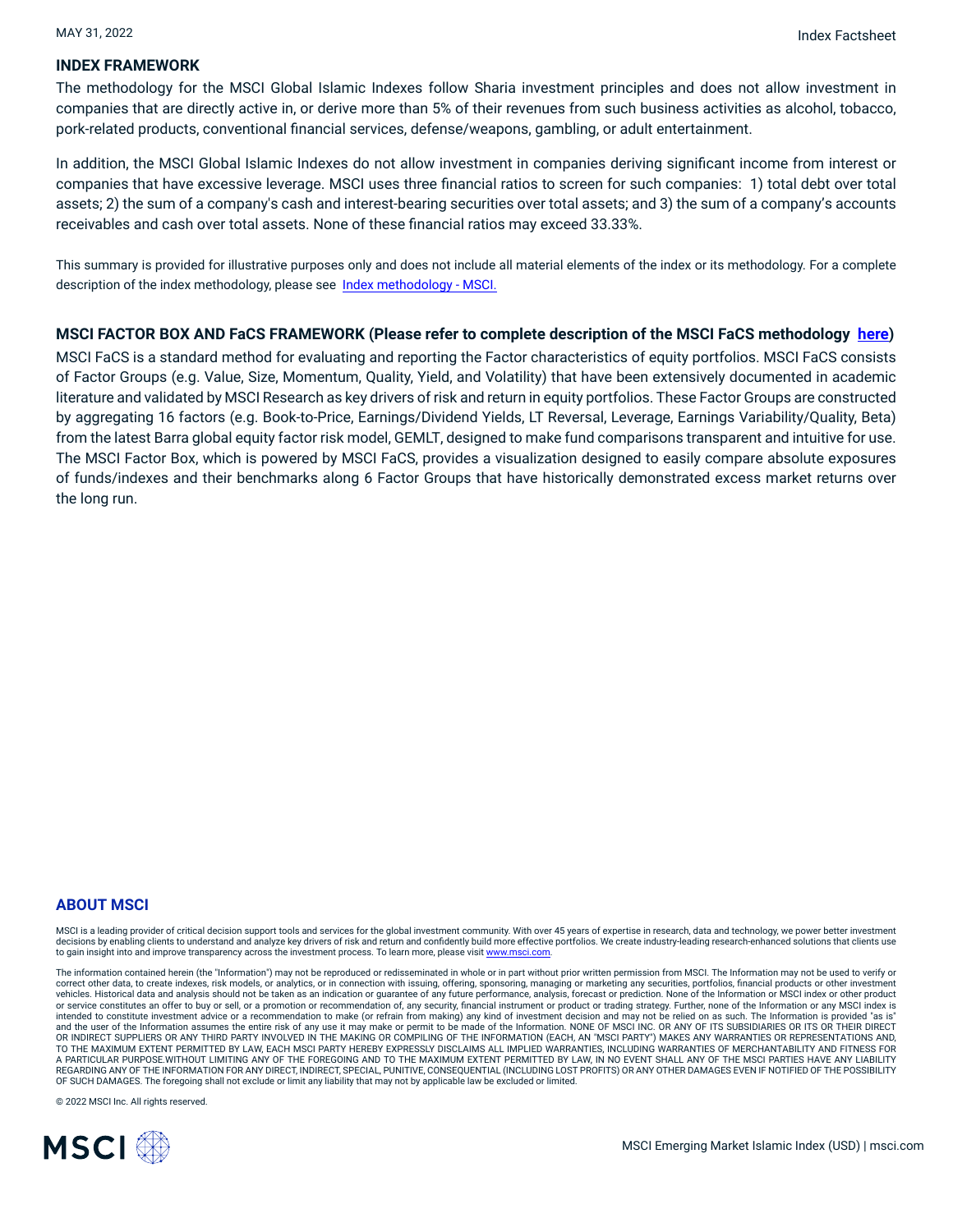## INDEX FRAMEWORK

The methodology for the MSCI Global Islamic Indexes follow Sharia investment principles and does not allow investment in companies that are directly active in, or derive more than 5% of their revenues from such business activities as alcohol, tobacco, pork-related products, conventional financial services, defense/weapons, gambling, or adult entertainment.

In addition, the MSCI Global Islamic Indexes do not allow investment in companies deriving significant income from interest or companies that have excessive leverage. MSCI uses three financial ratios to screen for such companies: 1) total debt over total assets; 2) the sum of a company's cash and interest-bearing securities over total assets; and 3) the sum of a company's accounts receivables and cash over total assets. None of these financial ratios may exceed 33.33%.

This summary is provided for illustrative purposes only and does not include all material elements of the index or its methodology. For a complete description of the index methodology, please see Index methodology - MSCI.

## MSCI FACTOR BOX AND FaCS FRAMEWORK (Please refer to complete description of the MSCI FaCS methodology here)

MSCI FaCS is a standard method for evaluating and reporting the Factor characteristics of equity portfolios. MSCI FaCS consists of Factor Groups (e.g. Value, Size, Momentum, Quality, Yield, and Volatility) that have been extensively documented in academic literature and validated by MSCI Research as key drivers of risk and return in equity portfolios. These Factor Groups are constructed by aggregating 16 factors (e.g. Book-to-Price, Earnings/Dividend Yields, LT Reversal, Leverage, Earnings Variability/Quality, Beta) from the latest Barra global equity factor risk model, GEMLT, designed to make fund comparisons transparent and intuitive for use. The MSCI Factor Box, which is powered by MSCI FaCS, provides a visualization designed to easily compare absolute exposures of funds/indexes and their benchmarks along 6 Factor Groups that have historically demonstrated excess market returns over the long run.

## ABOUT MSCI

MSCI is a leading provider of critical decision support tools and services for the global investment community. With over 45 years of expertise in research, data and technology, we power better investment decisions by enabling clients to understand and analyze key drivers of risk and return and confidently build more effective portfolios. We create industry-leading research-enhanced solutions that clients use to gain insight into and improve transparency across the investment process. To learn more, please visit www.msci.com.

The information contained herein (the "Information") may not be reproduced or redisseminated in whole or in part without prior written permission from MSCI. The Information may not be used to verify or correct other data, to create indexes, risk models, or analytics, or in connection with issuing, offering, sponsoring, managing or marketing any securities, portfolios, financial products or other investment vehicles. Historical data and analysis should not be taken as an indication or guarantee of any future performance, analysis, forecast or prediction. None of the Information or MSCI index or other product or service constitutes an offer to buy or sell, or a promotion or recommendation of, any security, financial instrument or product or trading strategy. Further, none of the Information or any MSCI index is intended to constitute investment advice or a recommendation to make (or refrain from making) any kind of investment decision and may not be relied on as such. The Information is provided "as is" and the user of the Information assumes the entire risk of any use it may make or permit to be made of the Information. NONE OF MSCI INC. OR ANY OF ITS SUBSIDIARIES OR ITS OR THEIR DIRECT OR INDIRECT SUPPLIERS OR ANY THIRD PARTY INVOLVED IN THE MAKING OR COMPILING OF THE INFORMATION (EACH, AN "MSCI PARTY") MAKES ANY WARRANTIES OR REPRESENTATIONS AND, TO THE MAXIMUM EXTENT PERMITTED BY LAW, EACH MSCI PARTY HEREBY EXPRESSLY DISCLAIMS ALL IMPLIED WARRANTIES, INCLUDING WARRANTIES OF MERCHANTABILITY AND FITNESS FOR A PARTICULAR PURPOSE.WITHOUT LIMITING ANY OF THE FOREGOING AND TO THE MAXIMUM EXTENT PERMITTED BY LAW, IN NO EVENT SHALL ANY OF THE MSCI PARTIES HAVE ANY LIABILITY REGARDING ANY OF THE INFORMATION FOR ANY DIRECT, INDIRECT, SPECIAL, PUNITIVE, CONSEQUENTIAL (INCLUDING LOST PROFITS) OR ANY OTHER DAMAGES EVEN IF NOTIFIED OF THE POSSIBILITY OF SUCH DAMAGES. The foregoing shall not exclude or limit any liability that may not by applicable law be excluded or limited.

© 2022 MSCI Inc. All rights reserved.